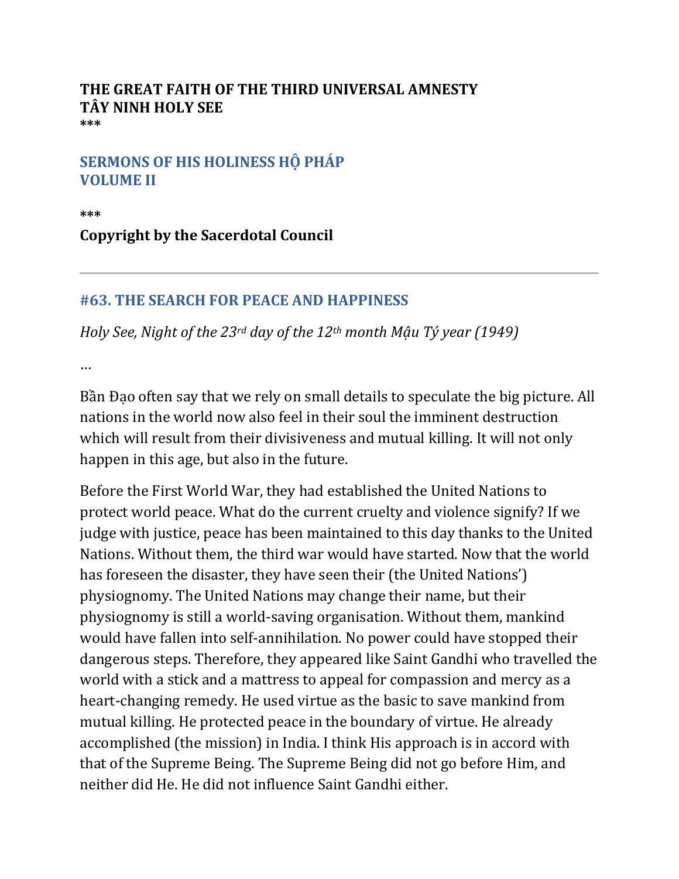**THE GREAT FAITH OF THE THIRD UNIVERSAL AMNESTY**
**TÂY NINH HOLY SEE**
**\*\*\***

## SERMONS OF HIS HOLINESS HỘ PHÁP
## VOLUME II

**\*\*\***

**Copyright by the Sacerdotal Council**

---

## #63. THE SEARCH FOR PEACE AND HAPPINESS

*Holy See, Night of the 23rd day of the 12th month Mậu Tý year (1949)*

…

Bần Đạo often say that we rely on small details to speculate the big picture. All nations in the world now also feel in their soul the imminent destruction which will result from their divisiveness and mutual killing. It will not only happen in this age, but also in the future.

Before the First World War, they had established the United Nations to protect world peace. What do the current cruelty and violence signify? If we judge with justice, peace has been maintained to this day thanks to the United Nations. Without them, the third war would have started. Now that the world has foreseen the disaster, they have seen their (the United Nations') physiognomy. The United Nations may change their name, but their physiognomy is still a world-saving organisation. Without them, mankind would have fallen into self-annihilation. No power could have stopped their dangerous steps. Therefore, they appeared like Saint Gandhi who travelled the world with a stick and a mattress to appeal for compassion and mercy as a heart-changing remedy. He used virtue as the basic to save mankind from mutual killing. He protected peace in the boundary of virtue. He already accomplished (the mission) in India. I think His approach is in accord with that of the Supreme Being. The Supreme Being did not go before Him, and neither did He. He did not influence Saint Gandhi either.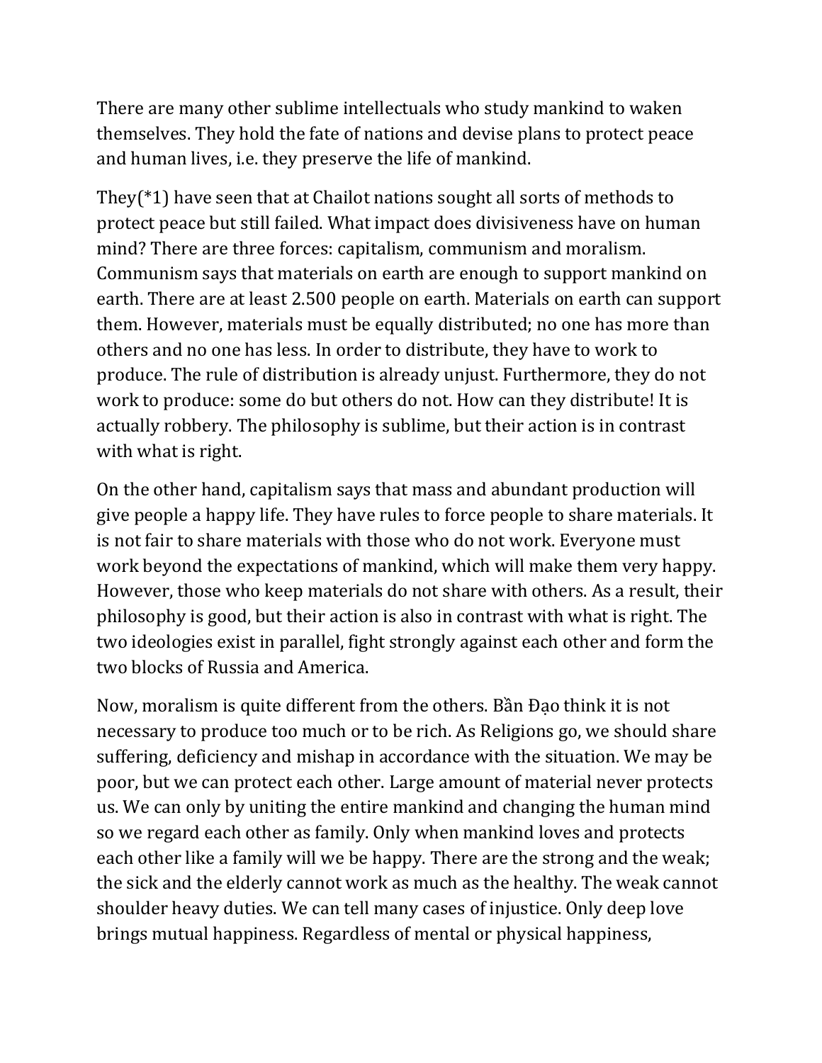There are many other sublime intellectuals who study mankind to waken themselves. They hold the fate of nations and devise plans to protect peace and human lives, i.e. they preserve the life of mankind.

They(*1) have seen that at Chailot nations sought all sorts of methods to protect peace but still failed. What impact does divisiveness have on human mind? There are three forces: capitalism, communism and moralism. Communism says that materials on earth are enough to support mankind on earth. There are at least 2.500 people on earth. Materials on earth can support them. However, materials must be equally distributed; no one has more than others and no one has less. In order to distribute, they have to work to produce. The rule of distribution is already unjust. Furthermore, they do not work to produce: some do but others do not. How can they distribute! It is actually robbery. The philosophy is sublime, but their action is in contrast with what is right.

On the other hand, capitalism says that mass and abundant production will give people a happy life. They have rules to force people to share materials. It is not fair to share materials with those who do not work. Everyone must work beyond the expectations of mankind, which will make them very happy. However, those who keep materials do not share with others. As a result, their philosophy is good, but their action is also in contrast with what is right. The two ideologies exist in parallel, fight strongly against each other and form the two blocks of Russia and America.

Now, moralism is quite different from the others. Bần Đạo think it is not necessary to produce too much or to be rich. As Religions go, we should share suffering, deficiency and mishap in accordance with the situation. We may be poor, but we can protect each other. Large amount of material never protects us. We can only by uniting the entire mankind and changing the human mind so we regard each other as family. Only when mankind loves and protects each other like a family will we be happy. There are the strong and the weak; the sick and the elderly cannot work as much as the healthy. The weak cannot shoulder heavy duties. We can tell many cases of injustice. Only deep love brings mutual happiness. Regardless of mental or physical happiness,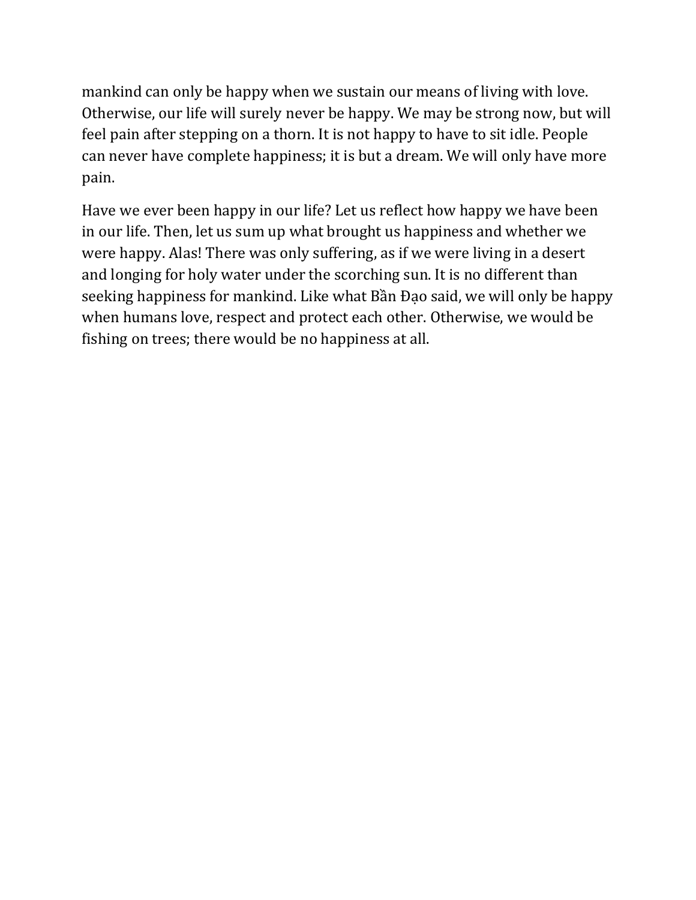mankind can only be happy when we sustain our means of living with love. Otherwise, our life will surely never be happy. We may be strong now, but will feel pain after stepping on a thorn. It is not happy to have to sit idle. People can never have complete happiness; it is but a dream. We will only have more pain.

Have we ever been happy in our life? Let us reflect how happy we have been in our life. Then, let us sum up what brought us happiness and whether we were happy. Alas! There was only suffering, as if we were living in a desert and longing for holy water under the scorching sun. It is no different than seeking happiness for mankind. Like what Bần Đạo said, we will only be happy when humans love, respect and protect each other. Otherwise, we would be fishing on trees; there would be no happiness at all.